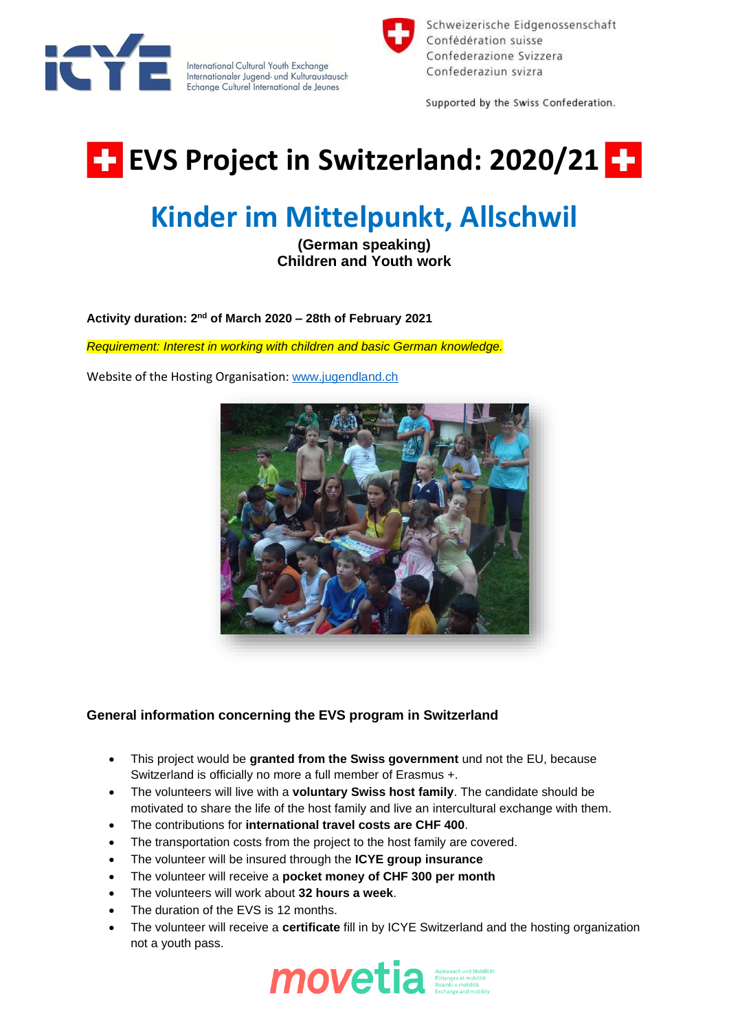International Cultural Youth Exchange
Internationaler Jugend- und Kulturaustausch
Echange Culturel International de Jeunes

Schweizerische Eidgenossenschaft
Confédération suisse
Confederazione Svizzera
Confederaziun svizra

Supported by the Swiss Confederation.

# EVS Project in Switzerland: 2020/21

## Kinder im Mittelpunkt, Allschwil

**(German speaking)**
**Children and Youth work**

**Activity duration: 2nd of March 2020 – 28th of February 2021**

*Requirement: Interest in working with children and basic German knowledge.*

Website of the Hosting Organisation: www.jugendland.ch

### General information concerning the EVS program in Switzerland

- This project would be **granted from the Swiss government** und not the EU, because Switzerland is officially no more a full member of Erasmus +.
- The volunteers will live with a **voluntary Swiss host family**. The candidate should be motivated to share the life of the host family and live an intercultural exchange with them.
- The contributions for **international travel costs are CHF 400**.
- The transportation costs from the project to the host family are covered.
- The volunteer will be insured through the **ICYE group insurance**
- The volunteer will receive a **pocket money of CHF 300 per month**
- The volunteers will work about **32 hours a week**.
- The duration of the EVS is 12 months.
- The volunteer will receive a **certificate** fill in by ICYE Switzerland and the hosting organization not a youth pass.

movetia
Austausch und Mobilität
Echanges et mobilité
Scambi e mobilità
Exchange and mobility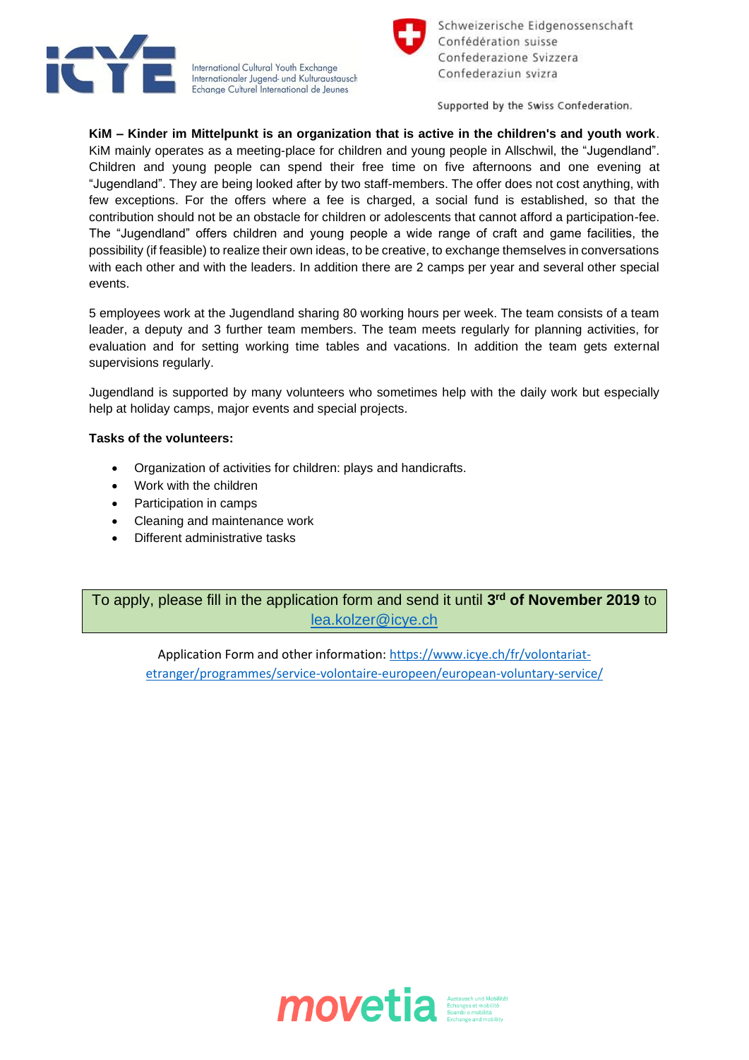**KiM – Kinder im Mittelpunkt is an organization that is active in the children's and youth work**. KiM mainly operates as a meeting-place for children and young people in Allschwil, the "Jugendland". Children and young people can spend their free time on five afternoons and one evening at "Jugendland". They are being looked after by two staff-members. The offer does not cost anything, with few exceptions. For the offers where a fee is charged, a social fund is established, so that the contribution should not be an obstacle for children or adolescents that cannot afford a participation-fee. The "Jugendland" offers children and young people a wide range of craft and game facilities, the possibility (if feasible) to realize their own ideas, to be creative, to exchange themselves in conversations with each other and with the leaders. In addition there are 2 camps per year and several other special events.

5 employees work at the Jugendland sharing 80 working hours per week. The team consists of a team leader, a deputy and 3 further team members. The team meets regularly for planning activities, for evaluation and for setting working time tables and vacations. In addition the team gets external supervisions regularly.

Jugendland is supported by many volunteers who sometimes help with the daily work but especially help at holiday camps, major events and special projects.

**Tasks of the volunteers:**

- Organization of activities for children: plays and handicrafts.
- Work with the children
- Participation in camps
- Cleaning and maintenance work
- Different administrative tasks

To apply, please fill in the application form and send it until **3rd of November 2019** to lea.kolzer@icye.ch

Application Form and other information: https://www.icye.ch/fr/volontariat-etranger/programmes/service-volontaire-europeen/european-voluntary-service/